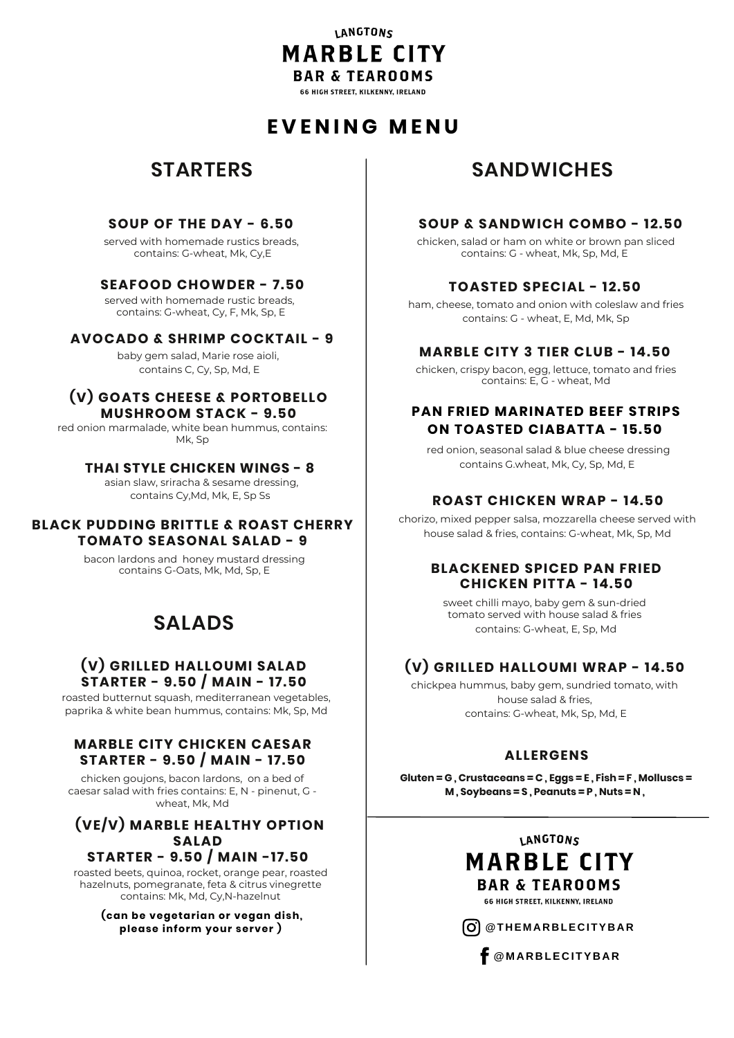LANGTONS

# MARBLE CITY

BAR & TEAROOMS

66 HIGH STREET, KILKENNY, IRELAND

# EVENING MENU

## STARTERS

### SOUP OF THE DAY - 6.50

served with homemade rustics breads, contains: G-wheat, Mk, Cy,E

### SEAFOOD CHOWDER - 7.50

served with homemade rustic breads, contains: G-wheat, Cy, F, Mk, Sp, E

### AVOCADO & SHRIMP COCKTAIL - 9

baby gem salad, Marie rose aioli, contains C, Cy, Sp, Md, E

### (V) GOATS CHEESE & PORTOBELLO MUSHROOM STACK - 9.50

red onion marmalade, white bean hummus, contains: Mk, Sp

### THAI STYLE CHICKEN WINGS - 8

asian slaw, sriracha & sesame dressing, contains Cy,Md, Mk, E, Sp Ss

### BLACK PUDDING BRITTLE & ROAST CHERRY TOMATO SEASONAL SALAD - 9

bacon lardons and honey mustard dressing contains G-Oats, Mk, Md, Sp, E

## SALADS

### (V) GRILLED HALLOUMI SALAD STARTER - 9.50 / MAIN - 17.50

roasted butternut squash, mediterranean vegetables, paprika & white bean hummus, contains: Mk, Sp, Md

### MARBLE CITY CHICKEN CAESAR STARTER - 9.50 / MAIN - 17.50

chicken goujons, bacon lardons, on a bed of caesar salad with fries contains: E, N - pinenut, G - wheat, Mk, Md

### (VE/V) MARBLE HEALTHY OPTION SALAD STARTER - 9.50 / MAIN -17.50

roasted beets, quinoa, rocket, orange pear, roasted hazelnuts, pomegranate, feta & citrus vinegrette contains: Mk, Md, Cy,N-hazelnut

**(can be vegetarian or vegan dish, please inform your server )**

## SANDWICHES

### SOUP & SANDWICH COMBO - 12.50

chicken, salad or ham on white or brown pan sliced contains: G - wheat, Mk, Sp, Md, E

### TOASTED SPECIAL - 12.50

ham, cheese, tomato and onion with coleslaw and fries contains: G - wheat, E, Md, Mk, Sp

### MARBLE CITY 3 TIER CLUB - 14.50

chicken, crispy bacon, egg, lettuce, tomato and fries contains: E, G - wheat, Md

### PAN FRIED MARINATED BEEF STRIPS ON TOASTED CIABATTA - 15.50

red onion, seasonal salad & blue cheese dressing contains G.wheat, Mk, Cy, Sp, Md, E

### ROAST CHICKEN WRAP - 14.50

chorizo, mixed pepper salsa, mozzarella cheese served with house salad & fries, contains: G-wheat, Mk, Sp, Md

### BLACKENED SPICED PAN FRIED CHICKEN PITTA - 14.50

sweet chilli mayo, baby gem & sun-dried tomato served with house salad & fries contains: G-wheat, E, Sp, Md

### (V) GRILLED HALLOUMI WRAP - 14.50

chickpea hummus, baby gem, sundried tomato, with house salad & fries, contains: G-wheat, Mk, Sp, Md, E

### ALLERGENS

**Gluten = G , Crustaceans = C , Eggs = E , Fish = F , Molluscs = M , Soybeans = S , Peanuts = P , Nuts = N ,**

LANGTONS

MARBLE CITY

BAR & TEAROOMS

66 HIGH STREET, KILKENNY, IRELAND

@THEMARBLECITYBAR

@MARBLECITYBAR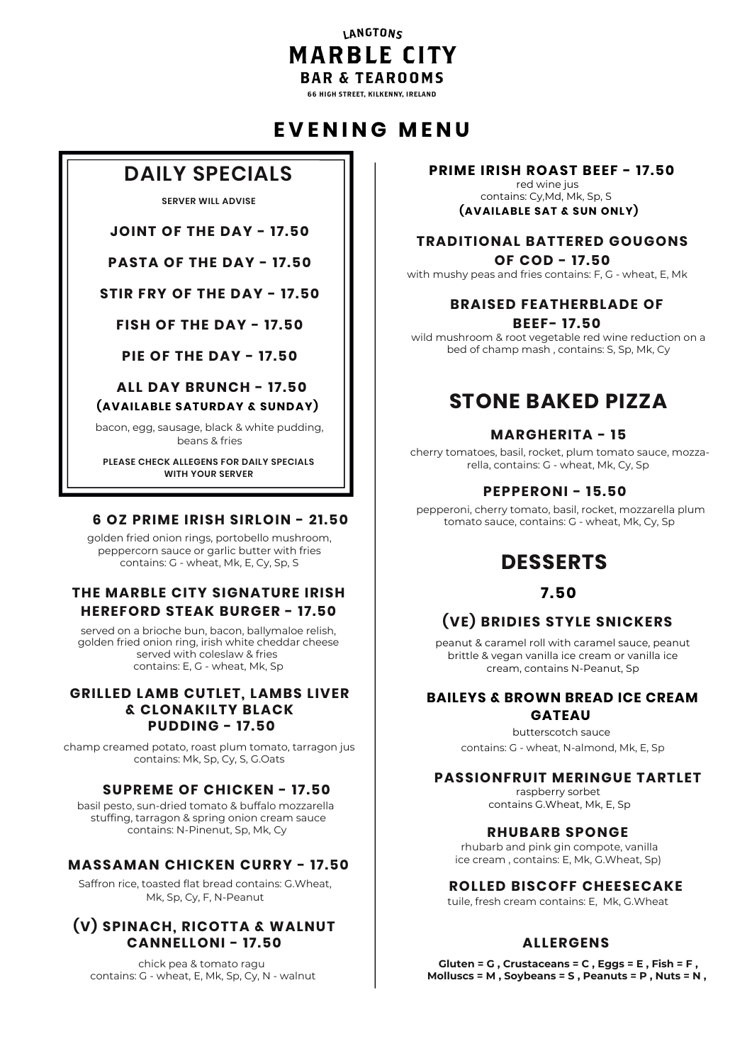LANGTONS

# MARBLE CITY

BAR & TEAROOMS

66 HIGH STREET, KILKENNY, IRELAND

# EVENING MENU

## DAILY SPECIALS

SERVER WILL ADVISE

**JOINT OF THE DAY - 17.50**

**PASTA OF THE DAY - 17.50**

**STIR FRY OF THE DAY - 17.50**

**FISH OF THE DAY - 17.50**

**PIE OF THE DAY - 17.50**

**ALL DAY BRUNCH - 17.50**
**(AVAILABLE SATURDAY & SUNDAY)**

bacon, egg, sausage, black & white pudding, beans & fries

PLEASE CHECK ALLEGENS FOR DAILY SPECIALS WITH YOUR SERVER

### 6 OZ PRIME IRISH SIRLOIN - 21.50

golden fried onion rings, portobello mushroom, peppercorn sauce or garlic butter with fries
contains: G - wheat, Mk, E, Cy, Sp, S

### THE MARBLE CITY SIGNATURE IRISH HEREFORD STEAK BURGER - 17.50

served on a brioche bun, bacon, ballymaloe relish, golden fried onion ring, irish white cheddar cheese served with coleslaw & fries
contains: E, G - wheat, Mk, Sp

### GRILLED LAMB CUTLET, LAMBS LIVER & CLONAKILTY BLACK PUDDING - 17.50

champ creamed potato, roast plum tomato, tarragon jus
contains: Mk, Sp, Cy, S, G.Oats

### SUPREME OF CHICKEN - 17.50

basil pesto, sun-dried tomato & buffalo mozzarella stuffing, tarragon & spring onion cream sauce
contains: N-Pinenut, Sp, Mk, Cy

### MASSAMAN CHICKEN CURRY - 17.50

Saffron rice, toasted flat bread contains: G.Wheat, Mk, Sp, Cy, F, N-Peanut

### (V) SPINACH, RICOTTA & WALNUT CANNELLONI - 17.50

chick pea & tomato ragu
contains: G - wheat, E, Mk, Sp, Cy, N - walnut

### PRIME IRISH ROAST BEEF - 17.50

red wine jus
contains: Cy,Md, Mk, Sp, S
**(AVAILABLE SAT & SUN ONLY)**

### TRADITIONAL BATTERED GOUGONS OF COD - 17.50

with mushy peas and fries contains: F, G - wheat, E, Mk

### BRAISED FEATHERBLADE OF BEEF- 17.50

wild mushroom & root vegetable red wine reduction on a bed of champ mash , contains: S, Sp, Mk, Cy

## STONE BAKED PIZZA

### MARGHERITA - 15

cherry tomatoes, basil, rocket, plum tomato sauce, mozzarella, contains: G - wheat, Mk, Cy, Sp

### PEPPERONI - 15.50

pepperoni, cherry tomato, basil, rocket, mozzarella plum tomato sauce, contains: G - wheat, Mk, Cy, Sp

## DESSERTS

**7.50**

### (VE) BRIDIES STYLE SNICKERS

peanut & caramel roll with caramel sauce, peanut brittle & vegan vanilla ice cream or vanilla ice cream, contains N-Peanut, Sp

### BAILEYS & BROWN BREAD ICE CREAM GATEAU

butterscotch sauce
contains: G - wheat, N-almond, Mk, E, Sp

### PASSIONFRUIT MERINGUE TARTLET

raspberry sorbet
contains G.Wheat, Mk, E, Sp

### RHUBARB SPONGE

rhubarb and pink gin compote, vanilla ice cream , contains: E, Mk, G.Wheat, Sp)

### ROLLED BISCOFF CHEESECAKE

tuile, fresh cream contains: E, Mk, G.Wheat

### ALLERGENS

**Gluten = G , Crustaceans = C , Eggs = E , Fish = F , Molluscs = M , Soybeans = S , Peanuts = P , Nuts = N ,**